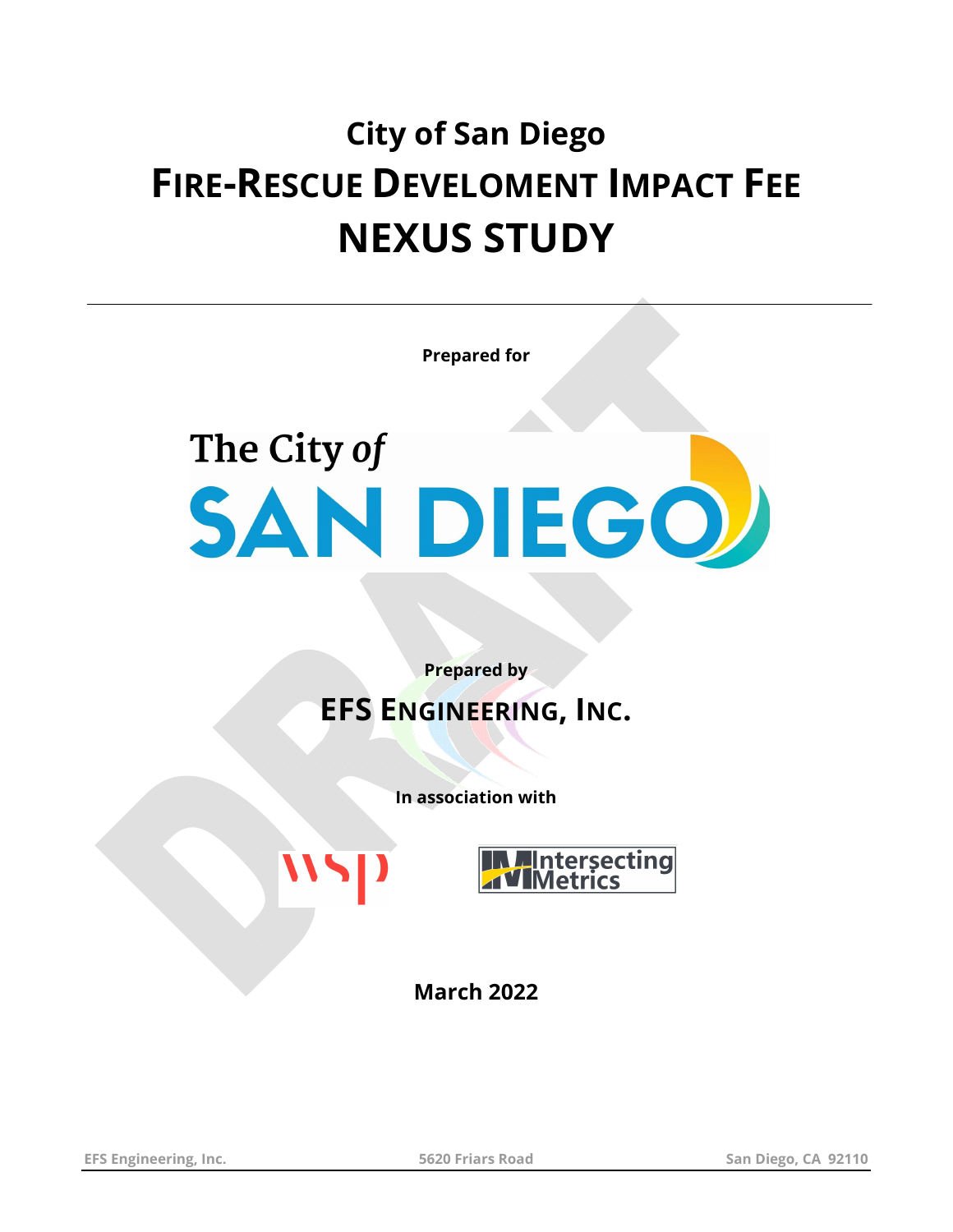# City of San Diego

# FIRE-RESCUE DEVELOMENT IMPACT FEE

# NEXUS STUDY

**Prepared for**

The City of SAN DIEGO

**Prepared by**

**EFS ENGINEERING, INC.**

**In association with**

WSP

Intersecting Metrics

**March 2022**

EFS Engineering, Inc. 5620 Friars Road San Diego, CA 92110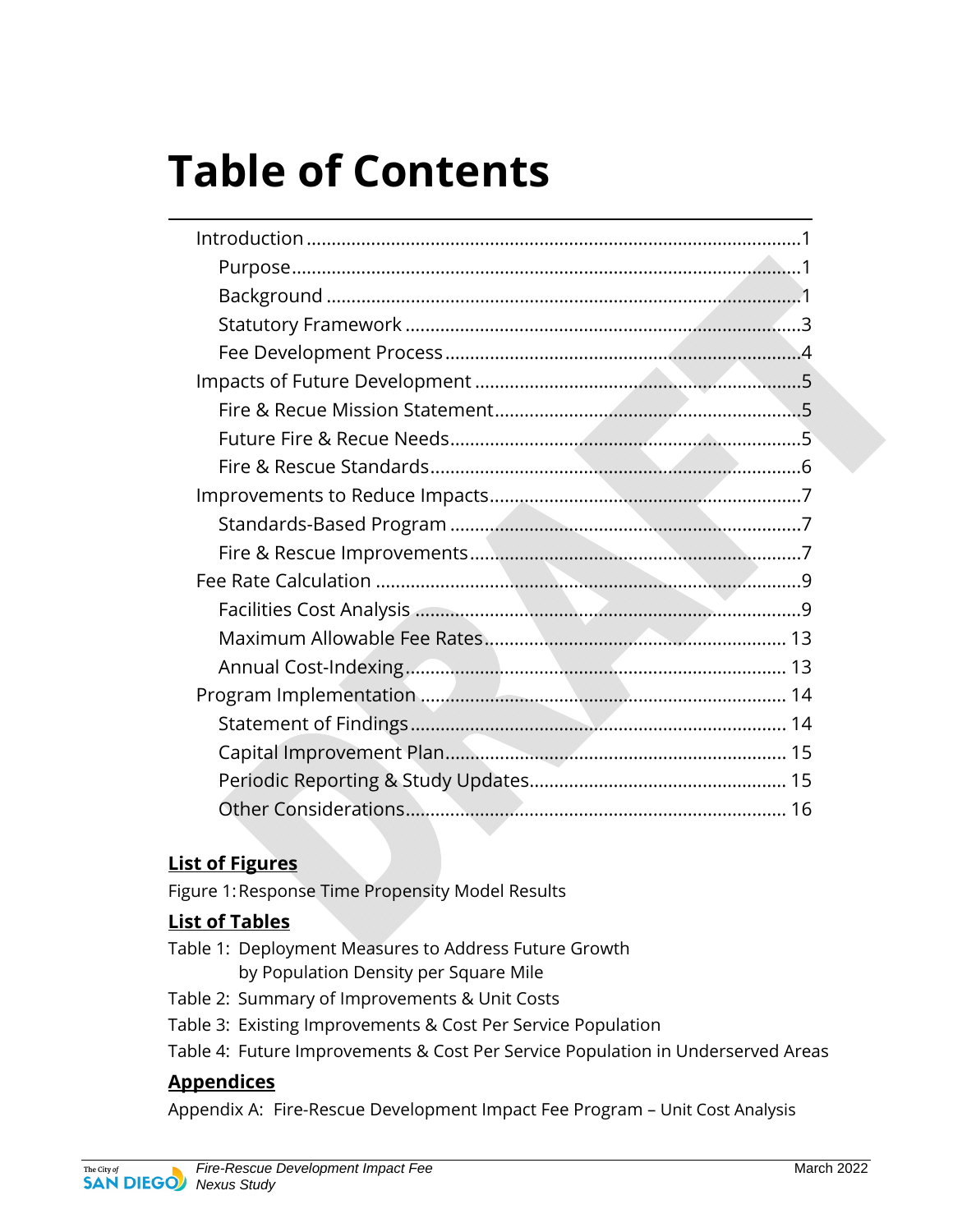# Table of Contents

- Introduction ........................................ 1
  - Purpose ........................................ 1
  - Background ........................................ 1
  - Statutory Framework ........................................ 3
  - Fee Development Process ........................................ 4
- Impacts of Future Development ........................................ 5
  - Fire & Recue Mission Statement ........................................ 5
  - Future Fire & Recue Needs ........................................ 5
  - Fire & Rescue Standards ........................................ 6
- Improvements to Reduce Impacts ........................................ 7
  - Standards-Based Program ........................................ 7
  - Fire & Rescue Improvements ........................................ 7
- Fee Rate Calculation ........................................ 9
  - Facilities Cost Analysis ........................................ 9
  - Maximum Allowable Fee Rates ........................................ 13
  - Annual Cost-Indexing ........................................ 13
- Program Implementation ........................................ 14
  - Statement of Findings ........................................ 14
  - Capital Improvement Plan ........................................ 15
  - Periodic Reporting & Study Updates ........................................ 15
  - Other Considerations ........................................ 16

**List of Figures**

Figure 1: Response Time Propensity Model Results

**List of Tables**

Table 1: Deployment Measures to Address Future Growth by Population Density per Square Mile

Table 2: Summary of Improvements & Unit Costs

Table 3: Existing Improvements & Cost Per Service Population

Table 4: Future Improvements & Cost Per Service Population in Underserved Areas

**Appendices**

Appendix A: Fire-Rescue Development Impact Fee Program – Unit Cost Analysis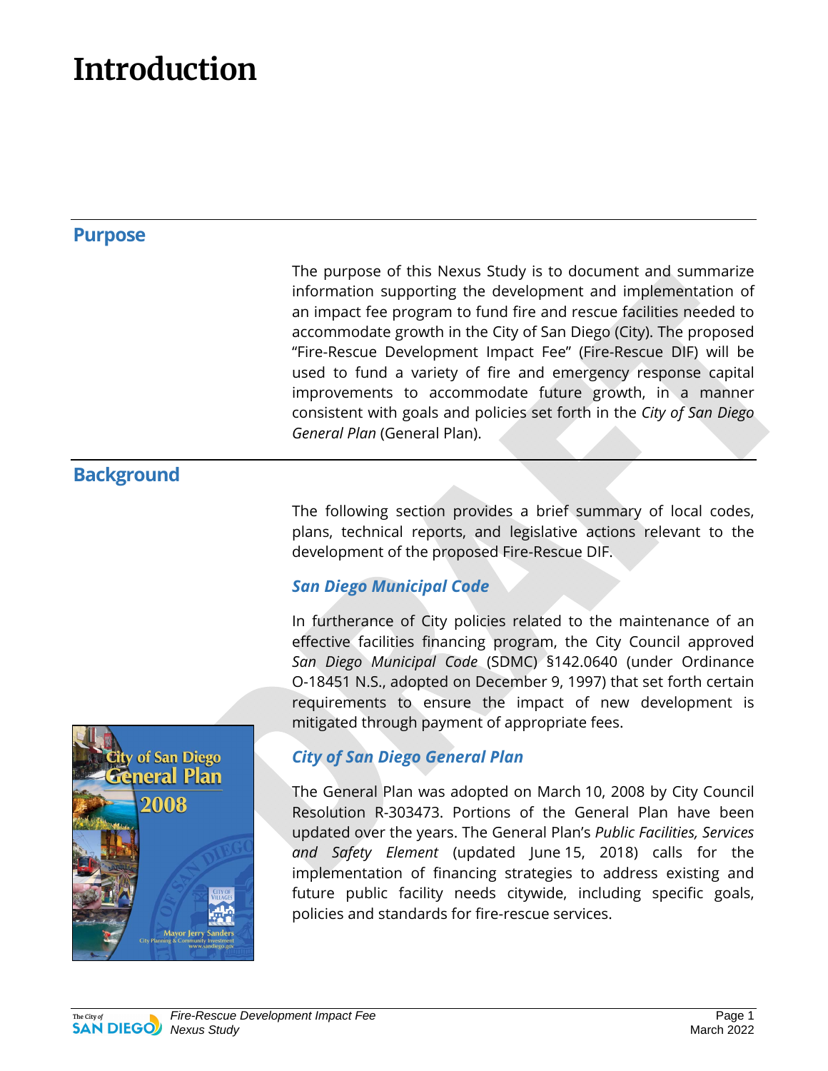# Introduction

## Purpose

The purpose of this Nexus Study is to document and summarize information supporting the development and implementation of an impact fee program to fund fire and rescue facilities needed to accommodate growth in the City of San Diego (City). The proposed "Fire-Rescue Development Impact Fee" (Fire-Rescue DIF) will be used to fund a variety of fire and emergency response capital improvements to accommodate future growth, in a manner consistent with goals and policies set forth in the *City of San Diego General Plan* (General Plan).

## Background

The following section provides a brief summary of local codes, plans, technical reports, and legislative actions relevant to the development of the proposed Fire-Rescue DIF.

### *San Diego Municipal Code*

In furtherance of City policies related to the maintenance of an effective facilities financing program, the City Council approved *San Diego Municipal Code* (SDMC) §142.0640 (under Ordinance O-18451 N.S., adopted on December 9, 1997) that set forth certain requirements to ensure the impact of new development is mitigated through payment of appropriate fees.

### *City of San Diego General Plan*

The General Plan was adopted on March 10, 2008 by City Council Resolution R-303473. Portions of the General Plan have been updated over the years. The General Plan's *Public Facilities, Services and Safety Element* (updated June 15, 2018) calls for the implementation of financing strategies to address existing and future public facility needs citywide, including specific goals, policies and standards for fire-rescue services.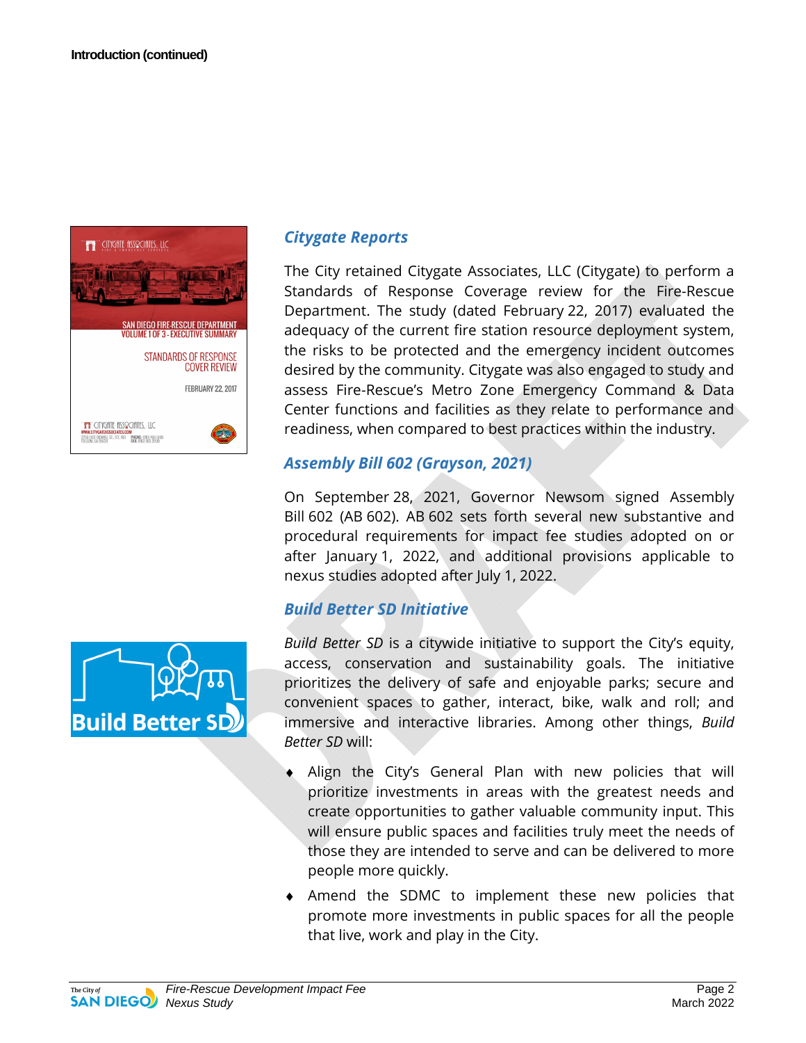Introduction (continued)

### *Citygate Reports*

The City retained Citygate Associates, LLC (Citygate) to perform a Standards of Response Coverage review for the Fire-Rescue Department. The study (dated February 22, 2017) evaluated the adequacy of the current fire station resource deployment system, the risks to be protected and the emergency incident outcomes desired by the community. Citygate was also engaged to study and assess Fire-Rescue's Metro Zone Emergency Command & Data Center functions and facilities as they relate to performance and readiness, when compared to best practices within the industry.

### *Assembly Bill 602 (Grayson, 2021)*

On September 28, 2021, Governor Newsom signed Assembly Bill 602 (AB 602). AB 602 sets forth several new substantive and procedural requirements for impact fee studies adopted on or after January 1, 2022, and additional provisions applicable to nexus studies adopted after July 1, 2022.

### *Build Better SD Initiative*

*Build Better SD* is a citywide initiative to support the City's equity, access, conservation and sustainability goals. The initiative prioritizes the delivery of safe and enjoyable parks; secure and convenient spaces to gather, interact, bike, walk and roll; and immersive and interactive libraries. Among other things, *Build Better SD* will:

- Align the City's General Plan with new policies that will prioritize investments in areas with the greatest needs and create opportunities to gather valuable community input. This will ensure public spaces and facilities truly meet the needs of those they are intended to serve and can be delivered to more people more quickly.
- Amend the SDMC to implement these new policies that promote more investments in public spaces for all the people that live, work and play in the City.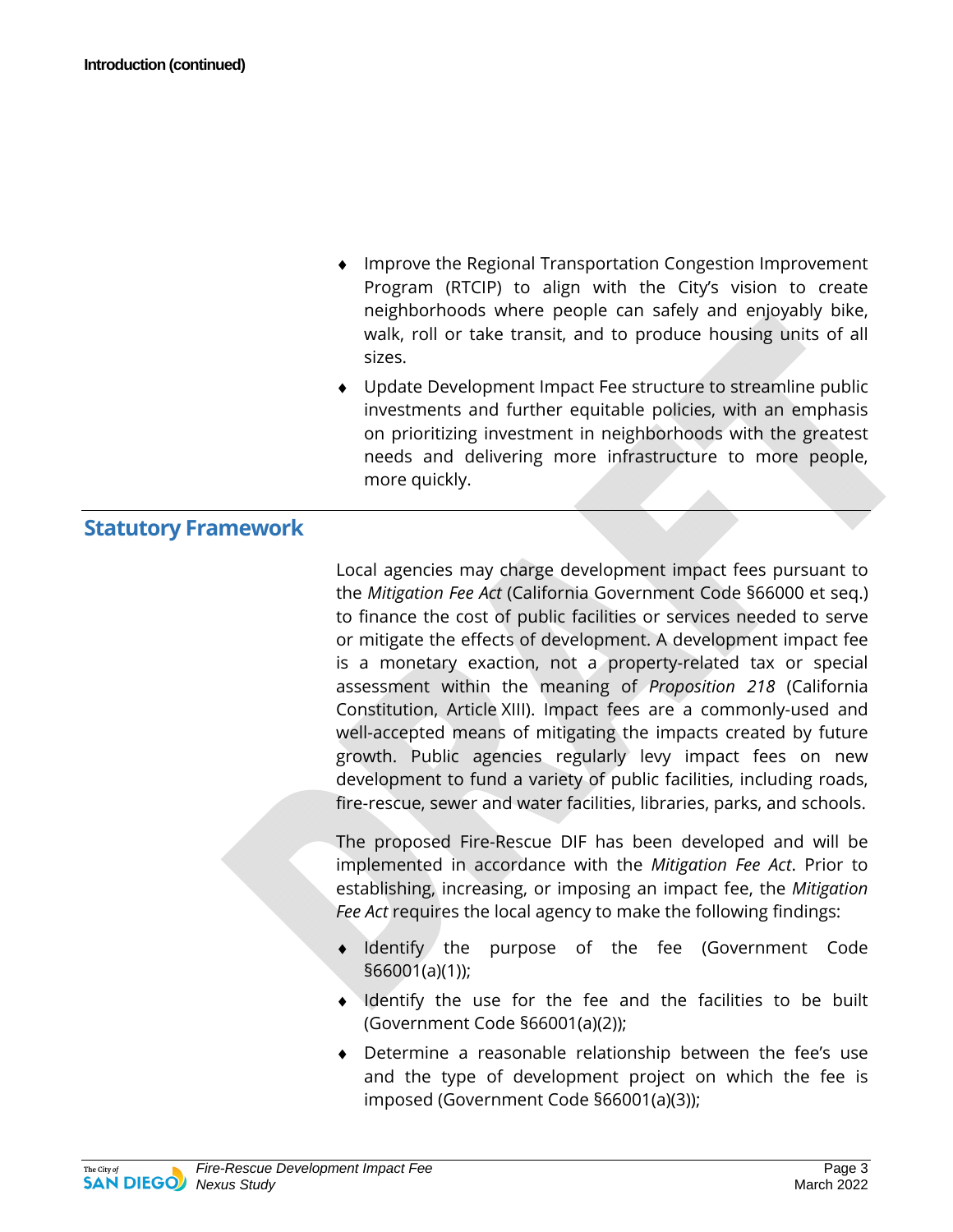- Improve the Regional Transportation Congestion Improvement Program (RTCIP) to align with the City's vision to create neighborhoods where people can safely and enjoyably bike, walk, roll or take transit, and to produce housing units of all sizes.
- Update Development Impact Fee structure to streamline public investments and further equitable policies, with an emphasis on prioritizing investment in neighborhoods with the greatest needs and delivering more infrastructure to more people, more quickly.

## Statutory Framework

Local agencies may charge development impact fees pursuant to the *Mitigation Fee Act* (California Government Code §66000 et seq.) to finance the cost of public facilities or services needed to serve or mitigate the effects of development. A development impact fee is a monetary exaction, not a property-related tax or special assessment within the meaning of *Proposition 218* (California Constitution, Article XIII). Impact fees are a commonly-used and well-accepted means of mitigating the impacts created by future growth. Public agencies regularly levy impact fees on new development to fund a variety of public facilities, including roads, fire-rescue, sewer and water facilities, libraries, parks, and schools.

The proposed Fire-Rescue DIF has been developed and will be implemented in accordance with the *Mitigation Fee Act*. Prior to establishing, increasing, or imposing an impact fee, the *Mitigation Fee Act* requires the local agency to make the following findings:

- Identify the purpose of the fee (Government Code §66001(a)(1));
- Identify the use for the fee and the facilities to be built (Government Code §66001(a)(2));
- Determine a reasonable relationship between the fee's use and the type of development project on which the fee is imposed (Government Code §66001(a)(3));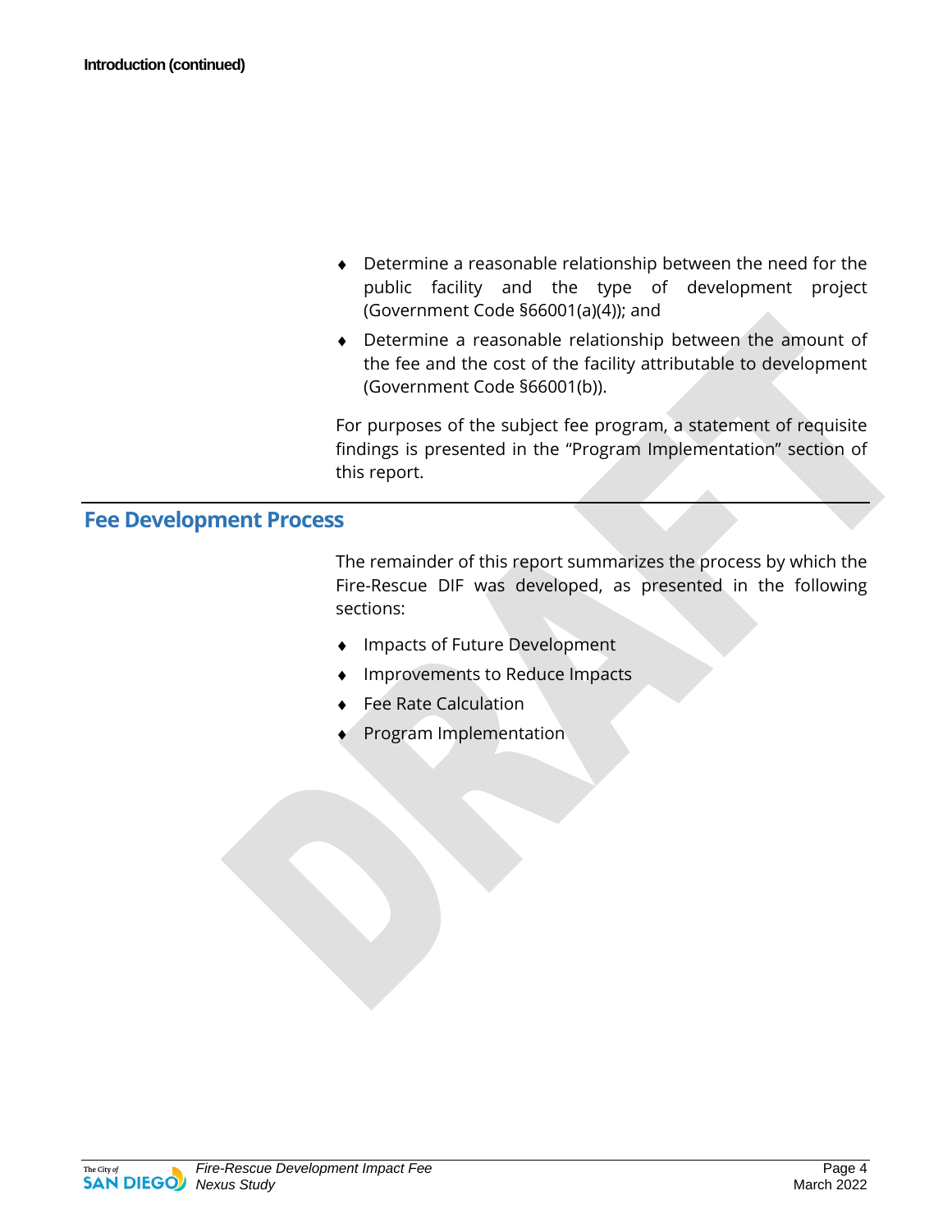- Determine a reasonable relationship between the need for the public facility and the type of development project (Government Code §66001(a)(4)); and
- Determine a reasonable relationship between the amount of the fee and the cost of the facility attributable to development (Government Code §66001(b)).

For purposes of the subject fee program, a statement of requisite findings is presented in the "Program Implementation" section of this report.

## Fee Development Process

The remainder of this report summarizes the process by which the Fire-Rescue DIF was developed, as presented in the following sections:

- Impacts of Future Development
- Improvements to Reduce Impacts
- Fee Rate Calculation
- Program Implementation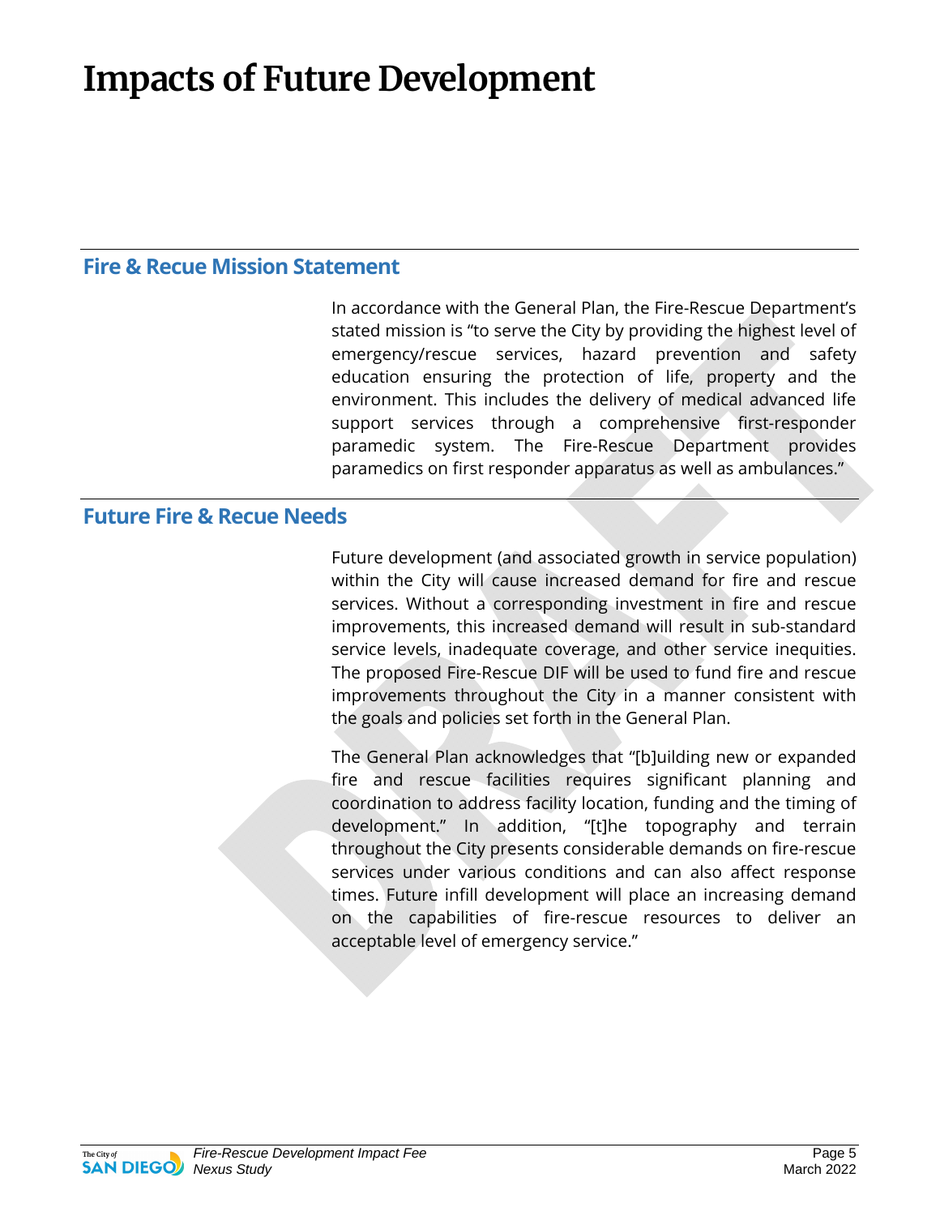# Impacts of Future Development

## Fire & Recue Mission Statement

In accordance with the General Plan, the Fire-Rescue Department's stated mission is "to serve the City by providing the highest level of emergency/rescue services, hazard prevention and safety education ensuring the protection of life, property and the environment. This includes the delivery of medical advanced life support services through a comprehensive first-responder paramedic system. The Fire-Rescue Department provides paramedics on first responder apparatus as well as ambulances."

## Future Fire & Recue Needs

Future development (and associated growth in service population) within the City will cause increased demand for fire and rescue services. Without a corresponding investment in fire and rescue improvements, this increased demand will result in sub-standard service levels, inadequate coverage, and other service inequities. The proposed Fire-Rescue DIF will be used to fund fire and rescue improvements throughout the City in a manner consistent with the goals and policies set forth in the General Plan.

The General Plan acknowledges that "[b]uilding new or expanded fire and rescue facilities requires significant planning and coordination to address facility location, funding and the timing of development." In addition, "[t]he topography and terrain throughout the City presents considerable demands on fire-rescue services under various conditions and can also affect response times. Future infill development will place an increasing demand on the capabilities of fire-rescue resources to deliver an acceptable level of emergency service."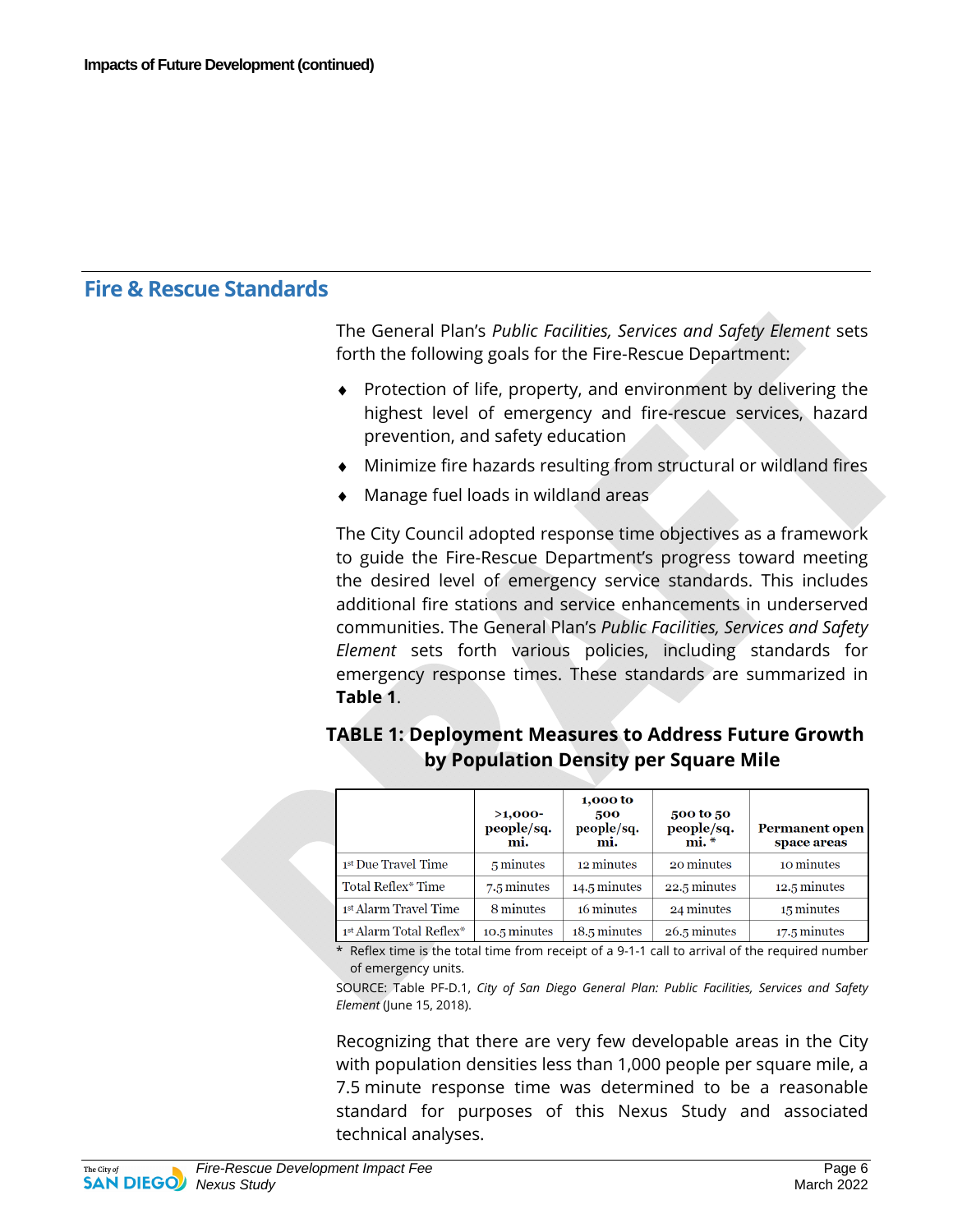## Fire & Rescue Standards

The General Plan's *Public Facilities, Services and Safety Element* sets forth the following goals for the Fire-Rescue Department:

- Protection of life, property, and environment by delivering the highest level of emergency and fire-rescue services, hazard prevention, and safety education
- Minimize fire hazards resulting from structural or wildland fires
- Manage fuel loads in wildland areas

The City Council adopted response time objectives as a framework to guide the Fire-Rescue Department's progress toward meeting the desired level of emergency service standards. This includes additional fire stations and service enhancements in underserved communities. The General Plan's *Public Facilities, Services and Safety Element* sets forth various policies, including standards for emergency response times. These standards are summarized in **Table 1**.

### TABLE 1: Deployment Measures to Address Future Growth by Population Density per Square Mile

| | >1,000-people/sq. mi. | 1,000 to 500 people/sq. mi. | 500 to 50 people/sq. mi. * | Permanent open space areas |
|---|---|---|---|---|
| 1st Due Travel Time | 5 minutes | 12 minutes | 20 minutes | 10 minutes |
| Total Reflex* Time | 7.5 minutes | 14.5 minutes | 22.5 minutes | 12.5 minutes |
| 1st Alarm Travel Time | 8 minutes | 16 minutes | 24 minutes | 15 minutes |
| 1st Alarm Total Reflex* | 10.5 minutes | 18.5 minutes | 26.5 minutes | 17.5 minutes |

* Reflex time is the total time from receipt of a 9-1-1 call to arrival of the required number of emergency units.

SOURCE: Table PF-D.1, *City of San Diego General Plan: Public Facilities, Services and Safety Element* (June 15, 2018).

Recognizing that there are very few developable areas in the City with population densities less than 1,000 people per square mile, a 7.5 minute response time was determined to be a reasonable standard for purposes of this Nexus Study and associated technical analyses.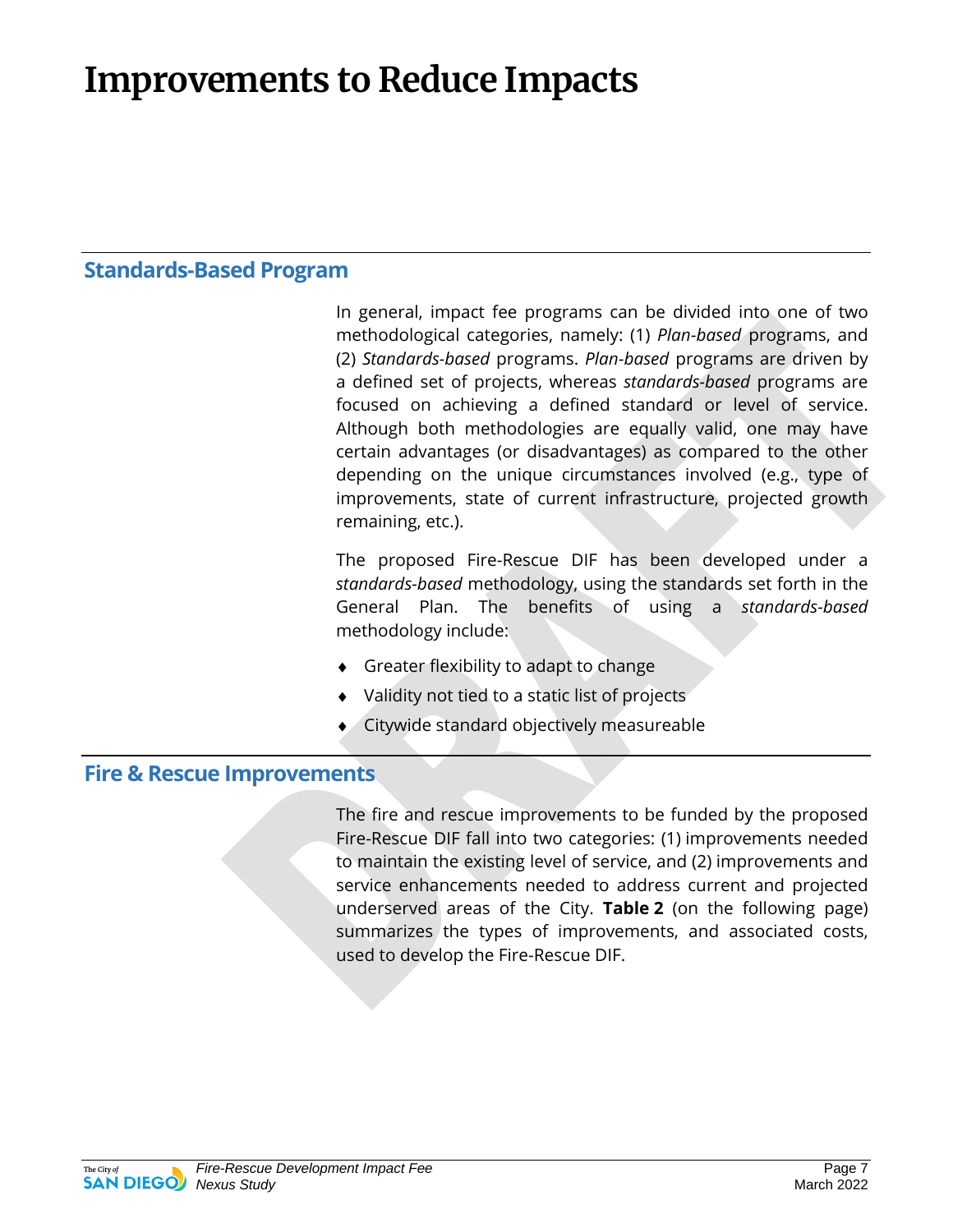# Improvements to Reduce Impacts

## Standards-Based Program

In general, impact fee programs can be divided into one of two methodological categories, namely: (1) *Plan-based* programs, and (2) *Standards-based* programs. *Plan-based* programs are driven by a defined set of projects, whereas *standards-based* programs are focused on achieving a defined standard or level of service. Although both methodologies are equally valid, one may have certain advantages (or disadvantages) as compared to the other depending on the unique circumstances involved (e.g., type of improvements, state of current infrastructure, projected growth remaining, etc.).

The proposed Fire-Rescue DIF has been developed under a *standards-based* methodology, using the standards set forth in the General Plan. The benefits of using a *standards-based* methodology include:

- Greater flexibility to adapt to change
- Validity not tied to a static list of projects
- Citywide standard objectively measureable

## Fire & Rescue Improvements

The fire and rescue improvements to be funded by the proposed Fire-Rescue DIF fall into two categories: (1) improvements needed to maintain the existing level of service, and (2) improvements and service enhancements needed to address current and projected underserved areas of the City. **Table 2** (on the following page) summarizes the types of improvements, and associated costs, used to develop the Fire-Rescue DIF.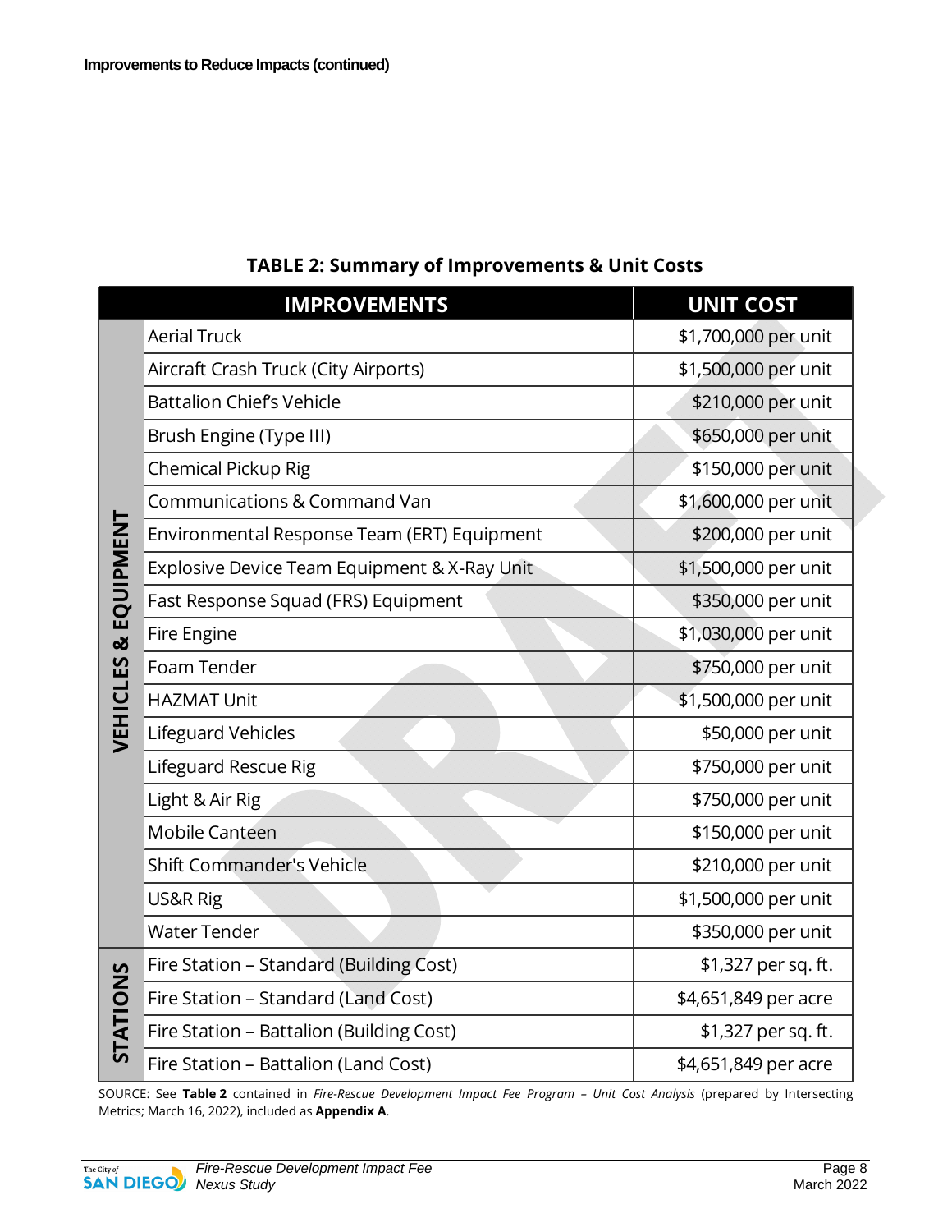**Improvements to Reduce Impacts (continued)**

**TABLE 2: Summary of Improvements & Unit Costs**

| | IMPROVEMENTS | UNIT COST |
|---|---|---|
| VEHICLES & EQUIPMENT | Aerial Truck | $1,700,000 per unit |
| | Aircraft Crash Truck (City Airports) | $1,500,000 per unit |
| | Battalion Chief's Vehicle | $210,000 per unit |
| | Brush Engine (Type III) | $650,000 per unit |
| | Chemical Pickup Rig | $150,000 per unit |
| | Communications & Command Van | $1,600,000 per unit |
| | Environmental Response Team (ERT) Equipment | $200,000 per unit |
| | Explosive Device Team Equipment & X-Ray Unit | $1,500,000 per unit |
| | Fast Response Squad (FRS) Equipment | $350,000 per unit |
| | Fire Engine | $1,030,000 per unit |
| | Foam Tender | $750,000 per unit |
| | HAZMAT Unit | $1,500,000 per unit |
| | Lifeguard Vehicles | $50,000 per unit |
| | Lifeguard Rescue Rig | $750,000 per unit |
| | Light & Air Rig | $750,000 per unit |
| | Mobile Canteen | $150,000 per unit |
| | Shift Commander's Vehicle | $210,000 per unit |
| | US&R Rig | $1,500,000 per unit |
| | Water Tender | $350,000 per unit |
| STATIONS | Fire Station – Standard (Building Cost) | $1,327 per sq. ft. |
| | Fire Station – Standard (Land Cost) | $4,651,849 per acre |
| | Fire Station – Battalion (Building Cost) | $1,327 per sq. ft. |
| | Fire Station – Battalion (Land Cost) | $4,651,849 per acre |

SOURCE: See **Table 2** contained in *Fire-Rescue Development Impact Fee Program – Unit Cost Analysis* (prepared by Intersecting Metrics; March 16, 2022), included as **Appendix A**.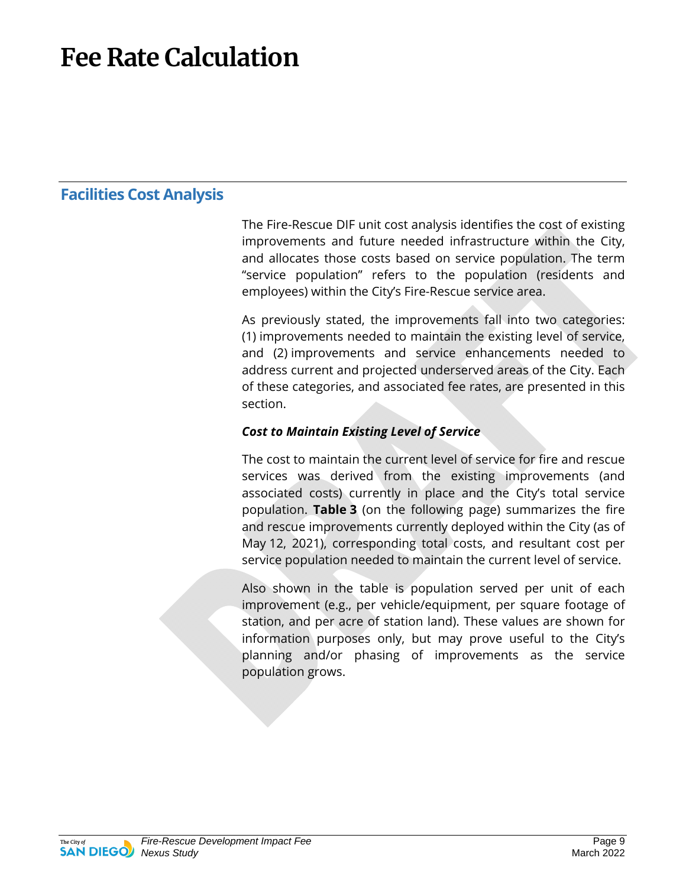# Fee Rate Calculation

## Facilities Cost Analysis

The Fire-Rescue DIF unit cost analysis identifies the cost of existing improvements and future needed infrastructure within the City, and allocates those costs based on service population. The term "service population" refers to the population (residents and employees) within the City's Fire-Rescue service area.

As previously stated, the improvements fall into two categories: (1) improvements needed to maintain the existing level of service, and (2) improvements and service enhancements needed to address current and projected underserved areas of the City. Each of these categories, and associated fee rates, are presented in this section.

***Cost to Maintain Existing Level of Service***

The cost to maintain the current level of service for fire and rescue services was derived from the existing improvements (and associated costs) currently in place and the City's total service population. **Table 3** (on the following page) summarizes the fire and rescue improvements currently deployed within the City (as of May 12, 2021), corresponding total costs, and resultant cost per service population needed to maintain the current level of service.

Also shown in the table is population served per unit of each improvement (e.g., per vehicle/equipment, per square footage of station, and per acre of station land). These values are shown for information purposes only, but may prove useful to the City's planning and/or phasing of improvements as the service population grows.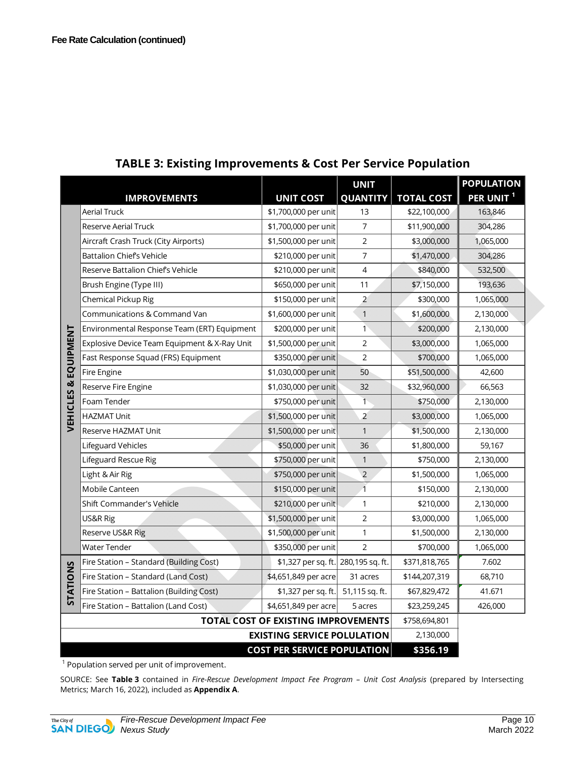**Fee Rate Calculation (continued)**

## TABLE 3: Existing Improvements & Cost Per Service Population

| | IMPROVEMENTS | UNIT COST | UNIT QUANTITY | TOTAL COST | POPULATION PER UNIT [1] |
|---|---|---|---|---|---|
| VEHICLES & EQUIPMENT | Aerial Truck | $1,700,000 per unit | 13 | $22,100,000 | 163,846 |
| | Reserve Aerial Truck | $1,700,000 per unit | 7 | $11,900,000 | 304,286 |
| | Aircraft Crash Truck (City Airports) | $1,500,000 per unit | 2 | $3,000,000 | 1,065,000 |
| | Battalion Chief's Vehicle | $210,000 per unit | 7 | $1,470,000 | 304,286 |
| | Reserve Battalion Chief's Vehicle | $210,000 per unit | 4 | $840,000 | 532,500 |
| | Brush Engine (Type III) | $650,000 per unit | 11 | $7,150,000 | 193,636 |
| | Chemical Pickup Rig | $150,000 per unit | 2 | $300,000 | 1,065,000 |
| | Communications & Command Van | $1,600,000 per unit | 1 | $1,600,000 | 2,130,000 |
| | Environmental Response Team (ERT) Equipment | $200,000 per unit | 1 | $200,000 | 2,130,000 |
| | Explosive Device Team Equipment & X-Ray Unit | $1,500,000 per unit | 2 | $3,000,000 | 1,065,000 |
| | Fast Response Squad (FRS) Equipment | $350,000 per unit | 2 | $700,000 | 1,065,000 |
| | Fire Engine | $1,030,000 per unit | 50 | $51,500,000 | 42,600 |
| | Reserve Fire Engine | $1,030,000 per unit | 32 | $32,960,000 | 66,563 |
| | Foam Tender | $750,000 per unit | 1 | $750,000 | 2,130,000 |
| | HAZMAT Unit | $1,500,000 per unit | 2 | $3,000,000 | 1,065,000 |
| | Reserve HAZMAT Unit | $1,500,000 per unit | 1 | $1,500,000 | 2,130,000 |
| | Lifeguard Vehicles | $50,000 per unit | 36 | $1,800,000 | 59,167 |
| | Lifeguard Rescue Rig | $750,000 per unit | 1 | $750,000 | 2,130,000 |
| | Light & Air Rig | $750,000 per unit | 2 | $1,500,000 | 1,065,000 |
| | Mobile Canteen | $150,000 per unit | 1 | $150,000 | 2,130,000 |
| | Shift Commander's Vehicle | $210,000 per unit | 1 | $210,000 | 2,130,000 |
| | US&R Rig | $1,500,000 per unit | 2 | $3,000,000 | 1,065,000 |
| | Reserve US&R Rig | $1,500,000 per unit | 1 | $1,500,000 | 2,130,000 |
| | Water Tender | $350,000 per unit | 2 | $700,000 | 1,065,000 |
| STATIONS | Fire Station – Standard (Building Cost) | $1,327 per sq. ft. | 280,195 sq. ft. | $371,818,765 | 7.602 |
| | Fire Station – Standard (Land Cost) | $4,651,849 per acre | 31 acres | $144,207,319 | 68,710 |
| | Fire Station – Battalion (Building Cost) | $1,327 per sq. ft. | 51,115 sq. ft. | $67,829,472 | 41.671 |
| | Fire Station – Battalion (Land Cost) | $4,651,849 per acre | 5 acres | $23,259,245 | 426,000 |
| | | | **TOTAL COST OF EXISTING IMPROVEMENTS** | $758,694,801 | |
| | | | **EXISTING SERVICE POLULATION** | 2,130,000 | |
| | | | **COST PER SERVICE POPULATION** | **$356.19** | |

[1] Population served per unit of improvement.

SOURCE: See **Table 3** contained in *Fire-Rescue Development Impact Fee Program – Unit Cost Analysis* (prepared by Intersecting Metrics; March 16, 2022), included as **Appendix A**.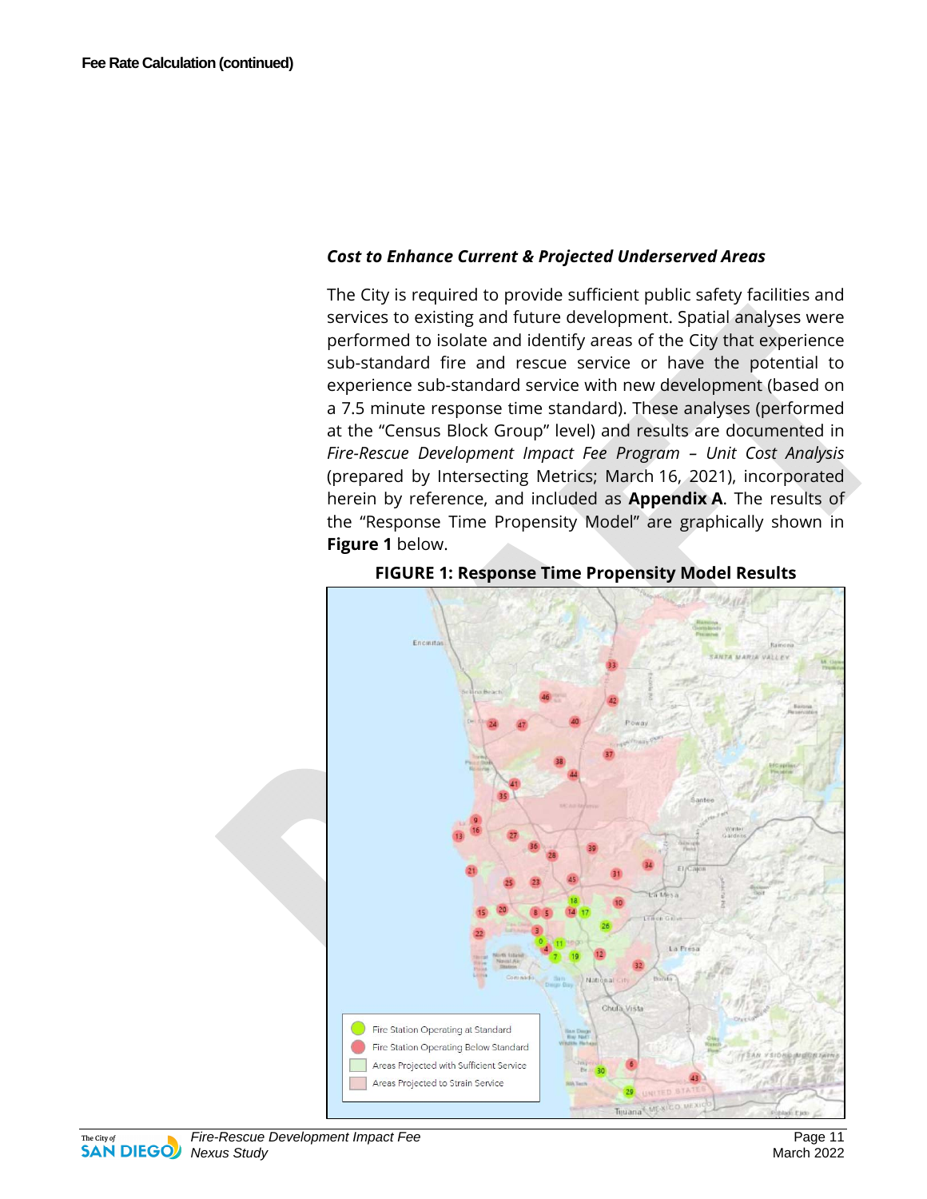**Fee Rate Calculation (continued)**

***Cost to Enhance Current & Projected Underserved Areas***

The City is required to provide sufficient public safety facilities and services to existing and future development. Spatial analyses were performed to isolate and identify areas of the City that experience sub-standard fire and rescue service or have the potential to experience sub-standard service with new development (based on a 7.5 minute response time standard). These analyses (performed at the "Census Block Group" level) and results are documented in *Fire-Rescue Development Impact Fee Program – Unit Cost Analysis* (prepared by Intersecting Metrics; March 16, 2021), incorporated herein by reference, and included as **Appendix A**. The results of the "Response Time Propensity Model" are graphically shown in **Figure 1** below.

**FIGURE 1: Response Time Propensity Model Results**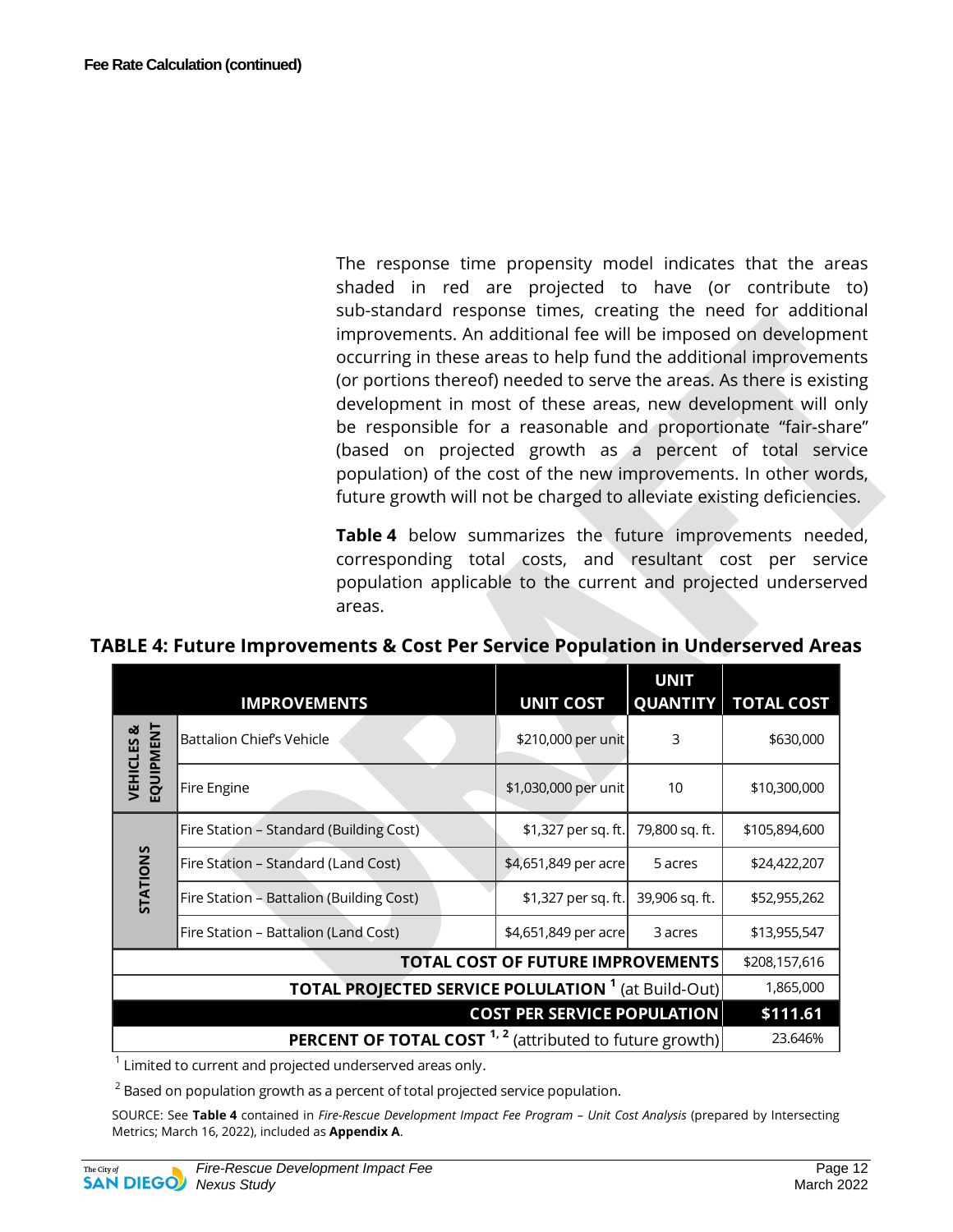**Fee Rate Calculation (continued)**

The response time propensity model indicates that the areas shaded in red are projected to have (or contribute to) sub-standard response times, creating the need for additional improvements. An additional fee will be imposed on development occurring in these areas to help fund the additional improvements (or portions thereof) needed to serve the areas. As there is existing development in most of these areas, new development will only be responsible for a reasonable and proportionate "fair-share" (based on projected growth as a percent of total service population) of the cost of the new improvements. In other words, future growth will not be charged to alleviate existing deficiencies.

**Table 4** below summarizes the future improvements needed, corresponding total costs, and resultant cost per service population applicable to the current and projected underserved areas.

**TABLE 4: Future Improvements & Cost Per Service Population in Underserved Areas**

| | IMPROVEMENTS | UNIT COST | UNIT QUANTITY | TOTAL COST |
|---|---|---|---|---|
| VEHICLES & EQUIPMENT | Battalion Chief's Vehicle | $210,000 per unit | 3 | $630,000 |
| | Fire Engine | $1,030,000 per unit | 10 | $10,300,000 |
| STATIONS | Fire Station – Standard (Building Cost) | $1,327 per sq. ft. | 79,800 sq. ft. | $105,894,600 |
| | Fire Station – Standard (Land Cost) | $4,651,849 per acre | 5 acres | $24,422,207 |
| | Fire Station – Battalion (Building Cost) | $1,327 per sq. ft. | 39,906 sq. ft. | $52,955,262 |
| | Fire Station – Battalion (Land Cost) | $4,651,849 per acre | 3 acres | $13,955,547 |
| **TOTAL COST OF FUTURE IMPROVEMENTS** | | | | $208,157,616 |
| **TOTAL PROJECTED SERVICE POLULATION** [1] (at Build-Out) | | | | 1,865,000 |
| **COST PER SERVICE POPULATION** | | | | **$111.61** |
| **PERCENT OF TOTAL COST** [1, 2] (attributed to future growth) | | | | 23.646% |

[1] Limited to current and projected underserved areas only.

[2] Based on population growth as a percent of total projected service population.

SOURCE: See **Table 4** contained in *Fire-Rescue Development Impact Fee Program – Unit Cost Analysis* (prepared by Intersecting Metrics; March 16, 2022), included as **Appendix A**.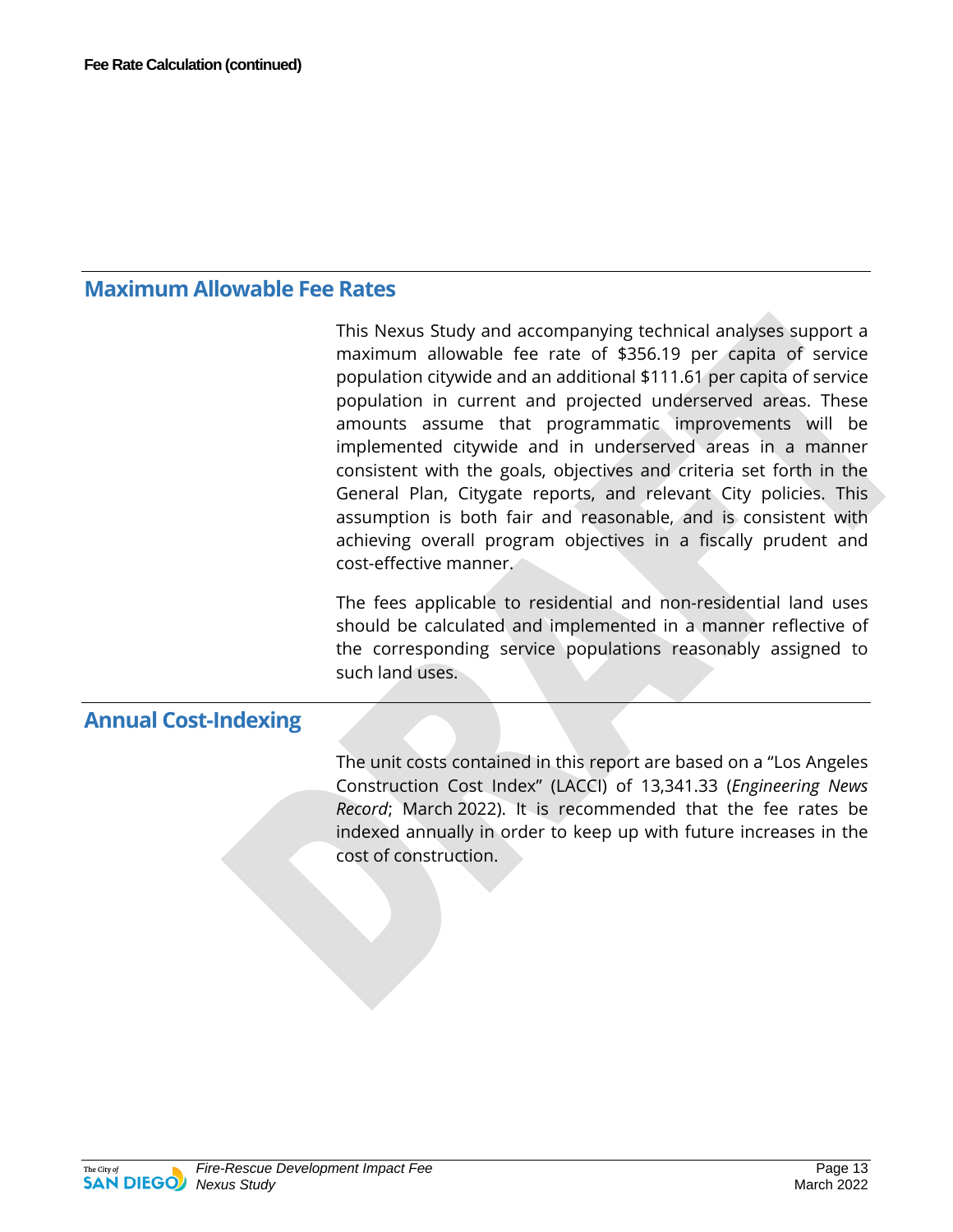**Fee Rate Calculation (continued)**

## Maximum Allowable Fee Rates

This Nexus Study and accompanying technical analyses support a maximum allowable fee rate of $356.19 per capita of service population citywide and an additional $111.61 per capita of service population in current and projected underserved areas. These amounts assume that programmatic improvements will be implemented citywide and in underserved areas in a manner consistent with the goals, objectives and criteria set forth in the General Plan, Citygate reports, and relevant City policies. This assumption is both fair and reasonable, and is consistent with achieving overall program objectives in a fiscally prudent and cost-effective manner.

The fees applicable to residential and non-residential land uses should be calculated and implemented in a manner reflective of the corresponding service populations reasonably assigned to such land uses.

## Annual Cost-Indexing

The unit costs contained in this report are based on a "Los Angeles Construction Cost Index" (LACCI) of 13,341.33 (*Engineering News Record*; March 2022). It is recommended that the fee rates be indexed annually in order to keep up with future increases in the cost of construction.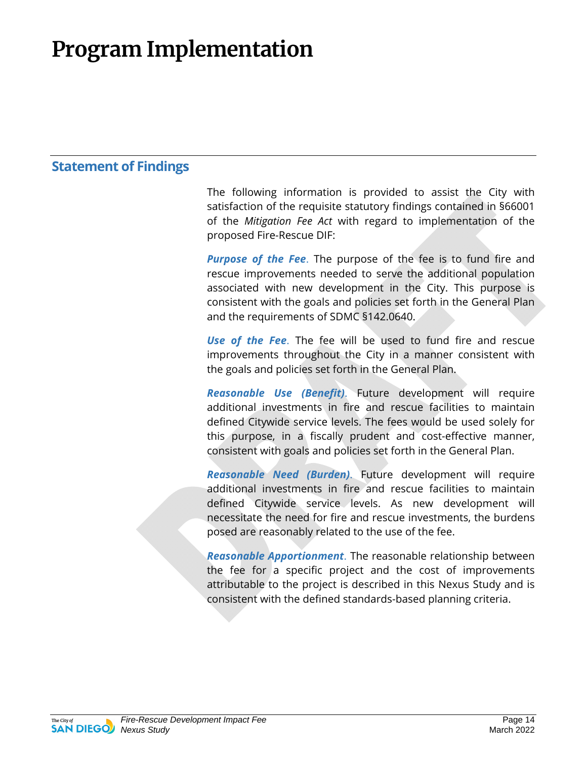# Program Implementation

## Statement of Findings

The following information is provided to assist the City with satisfaction of the requisite statutory findings contained in §66001 of the *Mitigation Fee Act* with regard to implementation of the proposed Fire-Rescue DIF:

***Purpose of the Fee***. The purpose of the fee is to fund fire and rescue improvements needed to serve the additional population associated with new development in the City. This purpose is consistent with the goals and policies set forth in the General Plan and the requirements of SDMC §142.0640.

***Use of the Fee***. The fee will be used to fund fire and rescue improvements throughout the City in a manner consistent with the goals and policies set forth in the General Plan.

***Reasonable Use (Benefit)***. Future development will require additional investments in fire and rescue facilities to maintain defined Citywide service levels. The fees would be used solely for this purpose, in a fiscally prudent and cost-effective manner, consistent with goals and policies set forth in the General Plan.

***Reasonable Need (Burden)***. Future development will require additional investments in fire and rescue facilities to maintain defined Citywide service levels. As new development will necessitate the need for fire and rescue investments, the burdens posed are reasonably related to the use of the fee.

***Reasonable Apportionment***. The reasonable relationship between the fee for a specific project and the cost of improvements attributable to the project is described in this Nexus Study and is consistent with the defined standards-based planning criteria.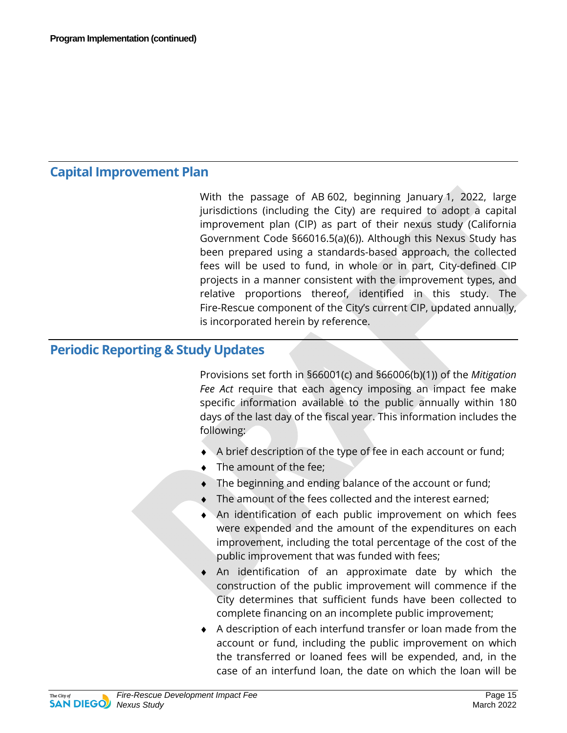**Program Implementation (continued)**

## Capital Improvement Plan

With the passage of AB 602, beginning January 1, 2022, large jurisdictions (including the City) are required to adopt a capital improvement plan (CIP) as part of their nexus study (California Government Code §66016.5(a)(6)). Although this Nexus Study has been prepared using a standards-based approach, the collected fees will be used to fund, in whole or in part, City-defined CIP projects in a manner consistent with the improvement types, and relative proportions thereof, identified in this study. The Fire-Rescue component of the City's current CIP, updated annually, is incorporated herein by reference.

## Periodic Reporting & Study Updates

Provisions set forth in §66001(c) and §66006(b)(1)) of the *Mitigation Fee Act* require that each agency imposing an impact fee make specific information available to the public annually within 180 days of the last day of the fiscal year. This information includes the following:

- A brief description of the type of fee in each account or fund;
- The amount of the fee;
- The beginning and ending balance of the account or fund;
- The amount of the fees collected and the interest earned;
- An identification of each public improvement on which fees were expended and the amount of the expenditures on each improvement, including the total percentage of the cost of the public improvement that was funded with fees;
- An identification of an approximate date by which the construction of the public improvement will commence if the City determines that sufficient funds have been collected to complete financing on an incomplete public improvement;
- A description of each interfund transfer or loan made from the account or fund, including the public improvement on which the transferred or loaned fees will be expended, and, in the case of an interfund loan, the date on which the loan will be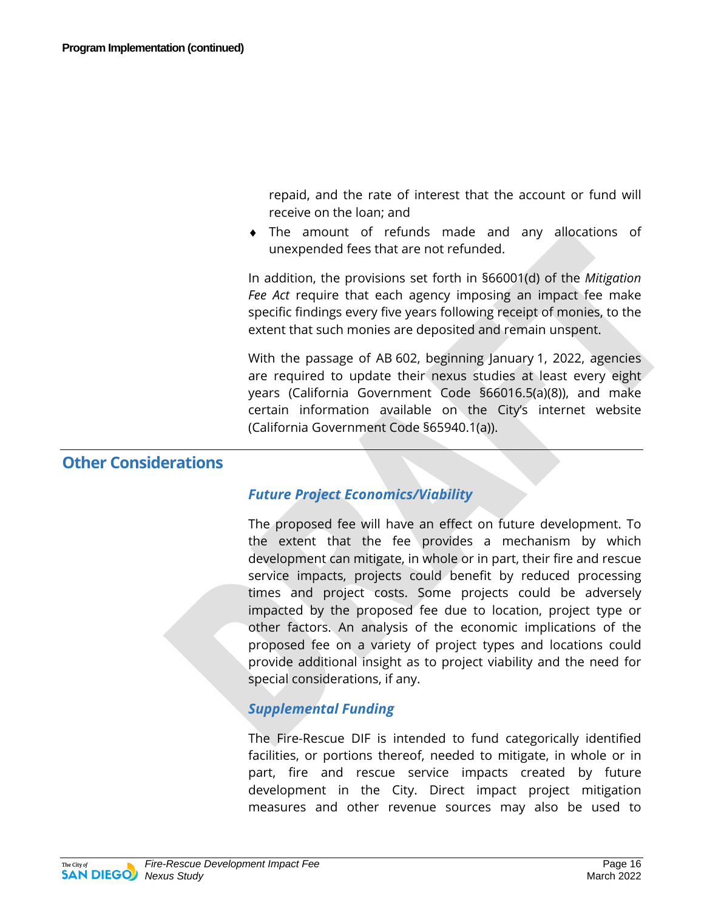repaid, and the rate of interest that the account or fund will receive on the loan; and

- The amount of refunds made and any allocations of unexpended fees that are not refunded.

In addition, the provisions set forth in §66001(d) of the *Mitigation Fee Act* require that each agency imposing an impact fee make specific findings every five years following receipt of monies, to the extent that such monies are deposited and remain unspent.

With the passage of AB 602, beginning January 1, 2022, agencies are required to update their nexus studies at least every eight years (California Government Code §66016.5(a)(8)), and make certain information available on the City's internet website (California Government Code §65940.1(a)).

## Other Considerations

### *Future Project Economics/Viability*

The proposed fee will have an effect on future development. To the extent that the fee provides a mechanism by which development can mitigate, in whole or in part, their fire and rescue service impacts, projects could benefit by reduced processing times and project costs. Some projects could be adversely impacted by the proposed fee due to location, project type or other factors. An analysis of the economic implications of the proposed fee on a variety of project types and locations could provide additional insight as to project viability and the need for special considerations, if any.

### *Supplemental Funding*

The Fire-Rescue DIF is intended to fund categorically identified facilities, or portions thereof, needed to mitigate, in whole or in part, fire and rescue service impacts created by future development in the City. Direct impact project mitigation measures and other revenue sources may also be used to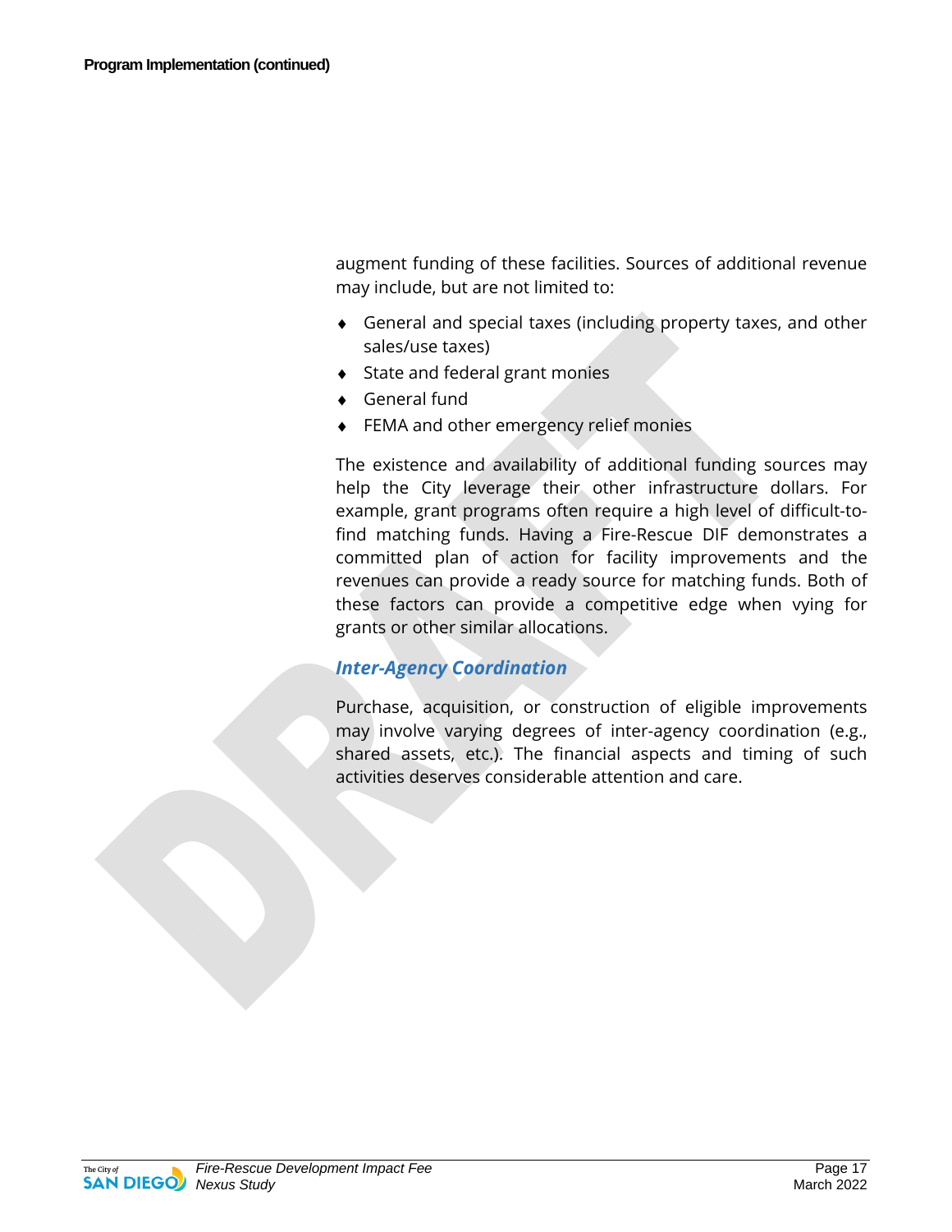augment funding of these facilities. Sources of additional revenue may include, but are not limited to:

- General and special taxes (including property taxes, and other sales/use taxes)
- State and federal grant monies
- General fund
- FEMA and other emergency relief monies

The existence and availability of additional funding sources may help the City leverage their other infrastructure dollars. For example, grant programs often require a high level of difficult-to-find matching funds. Having a Fire-Rescue DIF demonstrates a committed plan of action for facility improvements and the revenues can provide a ready source for matching funds. Both of these factors can provide a competitive edge when vying for grants or other similar allocations.

### *Inter-Agency Coordination*

Purchase, acquisition, or construction of eligible improvements may involve varying degrees of inter-agency coordination (e.g., shared assets, etc.). The financial aspects and timing of such activities deserves considerable attention and care.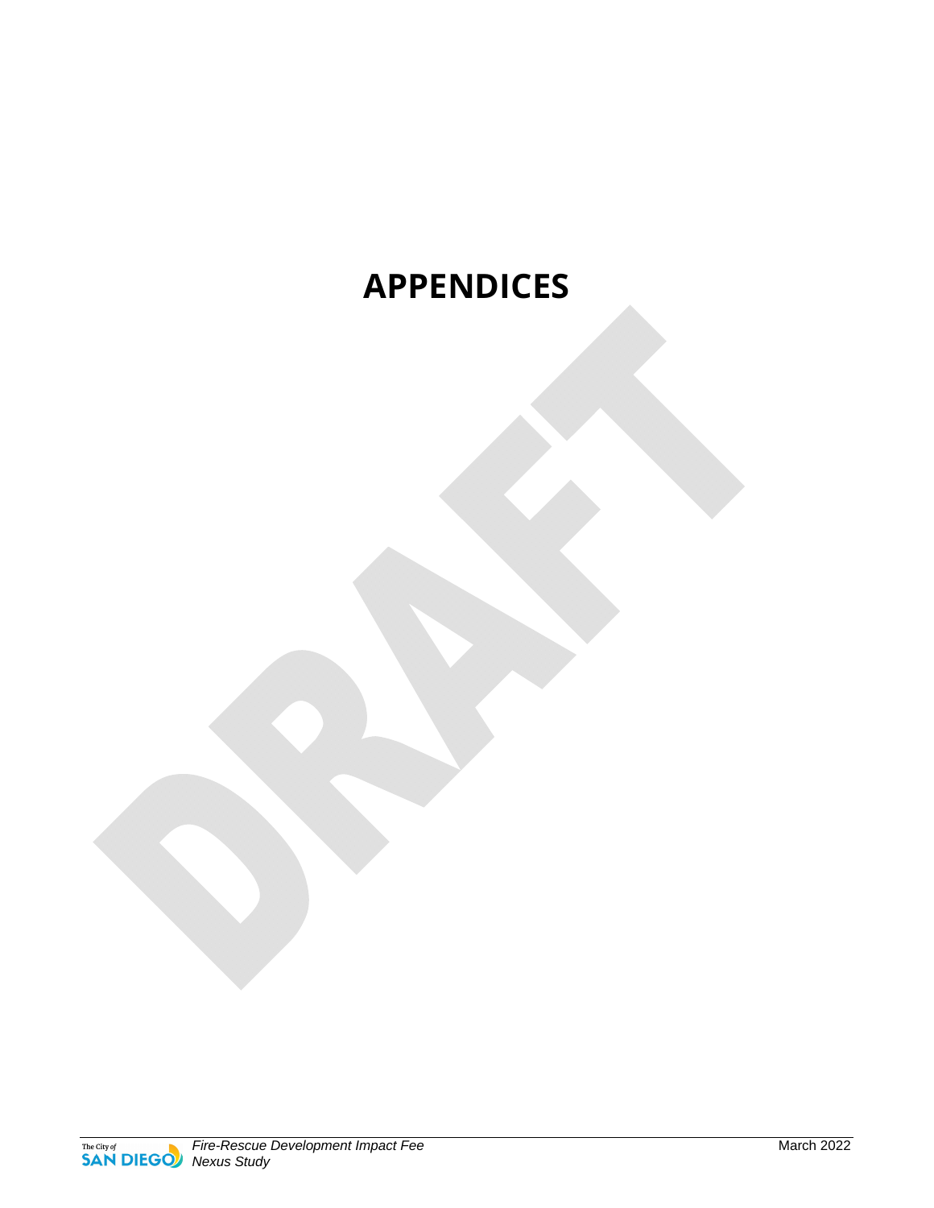# APPENDICES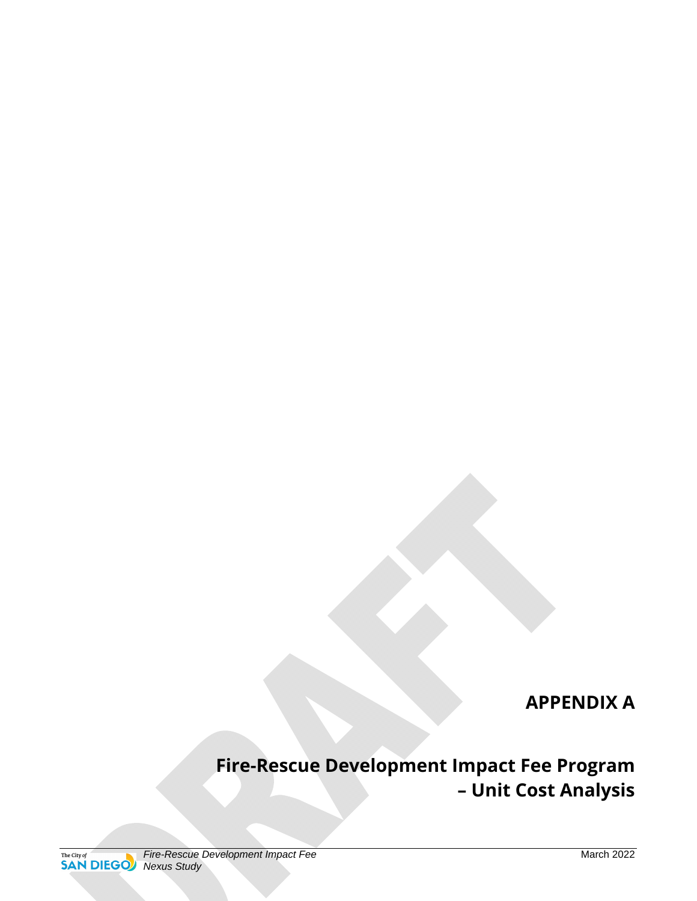# APPENDIX A

## Fire-Rescue Development Impact Fee Program – Unit Cost Analysis